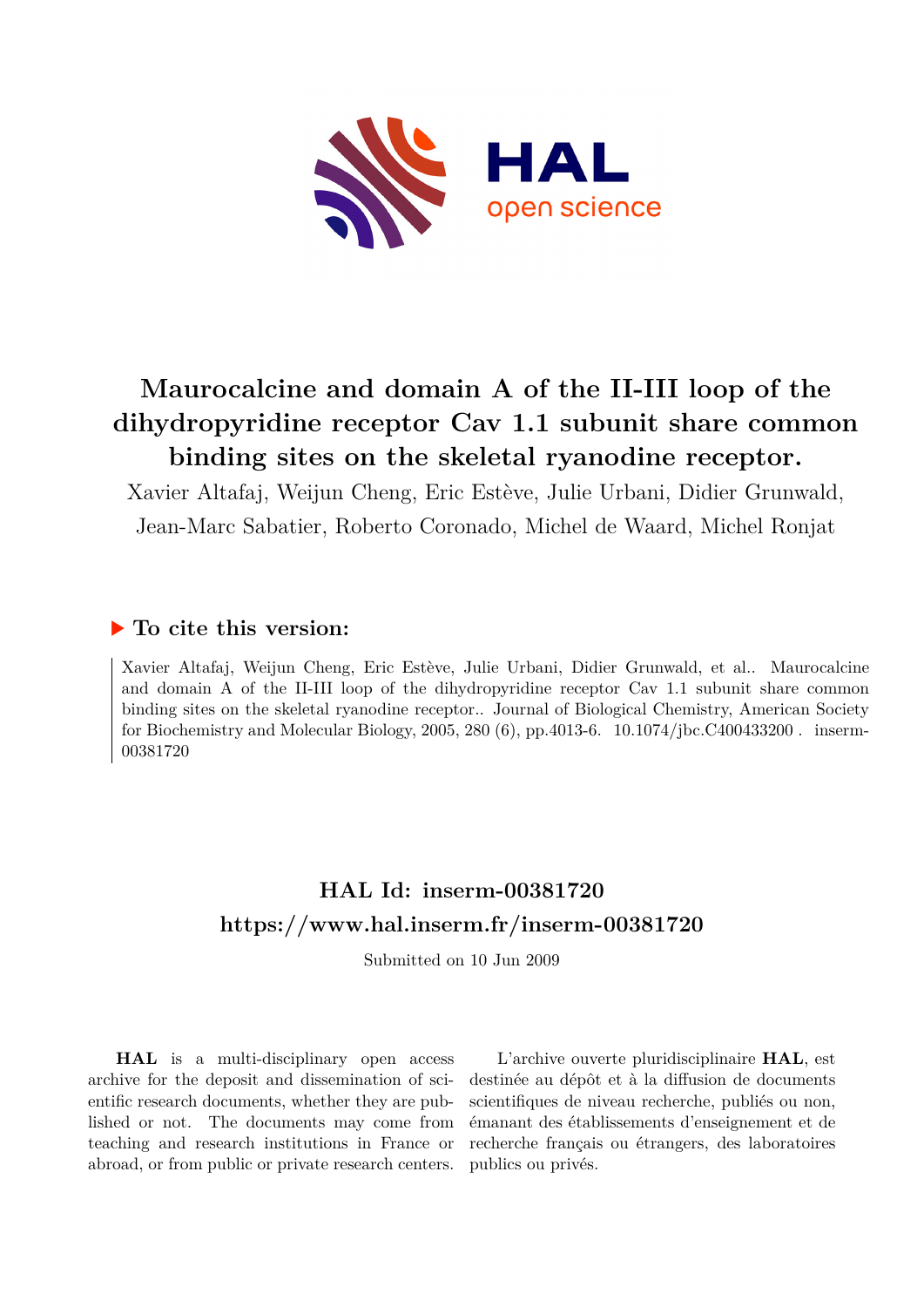# Maurocalcine and domain A of the II-III loop of the dihydropyridine receptor Cav 1.1 subunit share common binding sites on the skeletal ryanodine receptor.

Xavier Altafaj, Weijun Cheng, Eric Estève, Julie Urbani, Didier Grunwald, Jean-Marc Sabatier, Roberto Coronado, Michel de Waard, Michel Ronjat

## ▶ To cite this version:

Xavier Altafaj, Weijun Cheng, Eric Estève, Julie Urbani, Didier Grunwald, et al.. Maurocalcine and domain A of the II-III loop of the dihydropyridine receptor Cav 1.1 subunit share common binding sites on the skeletal ryanodine receptor.. Journal of Biological Chemistry, American Society for Biochemistry and Molecular Biology, 2005, 280 (6), pp.4013-6. 10.1074/jbc.C400433200 . inserm-00381720

## HAL Id: inserm-00381720
## https://www.hal.inserm.fr/inserm-00381720

Submitted on 10 Jun 2009

**HAL** is a multi-disciplinary open access archive for the deposit and dissemination of scientific research documents, whether they are published or not. The documents may come from teaching and research institutions in France or abroad, or from public or private research centers.

L'archive ouverte pluridisciplinaire **HAL**, est destinée au dépôt et à la diffusion de documents scientifiques de niveau recherche, publiés ou non, émanant des établissements d'enseignement et de recherche français ou étrangers, des laboratoires publics ou privés.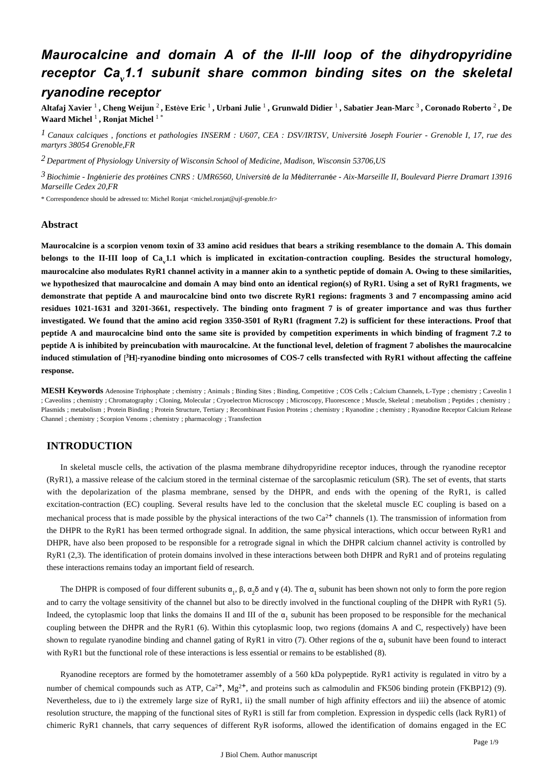# Maurocalcine and domain A of the II-III loop of the dihydropyridine receptor $Ca_v1.1$ subunit share common binding sites on the skeletal ryanodine receptor

**Altafaj Xavier** [1], **Cheng Weijun** [2], **Estève Eric** [1], **Urbani Julie** [1], **Grunwald Didier** [1], **Sabatier Jean-Marc** [3], **Coronado Roberto** [2], **De Waard Michel** [1], **Ronjat Michel** [1*]

[1] *Canaux calciques , fonctions et pathologies INSERM : U607, CEA : DSV/IRTSV, Université Joseph Fourier - Grenoble I, 17, rue des martyrs 38054 Grenoble,FR*

[2] *Department of Physiology University of Wisconsin School of Medicine, Madison, Wisconsin 53706,US*

[3] *Biochimie - Ingénierie des protéines CNRS : UMR6560, Université de la Méditerranée - Aix-Marseille II, Boulevard Pierre Dramart 13916 Marseille Cedex 20,FR*

\* Correspondence should be adressed to: Michel Ronjat <michel.ronjat@ujf-grenoble.fr>

## Abstract

**Maurocalcine is a scorpion venom toxin of 33 amino acid residues that bears a striking resemblance to the domain A. This domain belongs to the II-III loop of $Ca_v1.1$ which is implicated in excitation-contraction coupling. Besides the structural homology, maurocalcine also modulates RyR1 channel activity in a manner akin to a synthetic peptide of domain A. Owing to these similarities, we hypothesized that maurocalcine and domain A may bind onto an identical region(s) of RyR1. Using a set of RyR1 fragments, we demonstrate that peptide A and maurocalcine bind onto two discrete RyR1 regions: fragments 3 and 7 encompassing amino acid residues 1021-1631 and 3201-3661, respectively. The binding onto fragment 7 is of greater importance and was thus further investigated. We found that the amino acid region 3350-3501 of RyR1 (fragment 7.2) is sufficient for these interactions. Proof that peptide A and maurocalcine bind onto the same site is provided by competition experiments in which binding of fragment 7.2 to peptide A is inhibited by preincubation with maurocalcine. At the functional level, deletion of fragment 7 abolishes the maurocalcine induced stimulation of [$^3$H]-ryanodine binding onto microsomes of COS-7 cells transfected with RyR1 without affecting the caffeine response.**

**MESH Keywords** Adenosine Triphosphate ; chemistry ; Animals ; Binding Sites ; Binding, Competitive ; COS Cells ; Calcium Channels, L-Type ; chemistry ; Caveolin 1 ; Caveolins ; chemistry ; Chromatography ; Cloning, Molecular ; Cryoelectron Microscopy ; Microscopy, Fluorescence ; Muscle, Skeletal ; metabolism ; Peptides ; chemistry ; Plasmids ; metabolism ; Protein Binding ; Protein Structure, Tertiary ; Recombinant Fusion Proteins ; chemistry ; Ryanodine ; chemistry ; Ryanodine Receptor Calcium Release Channel ; chemistry ; Scorpion Venoms ; chemistry ; pharmacology ; Transfection

## INTRODUCTION

In skeletal muscle cells, the activation of the plasma membrane dihydropyridine receptor induces, through the ryanodine receptor (RyR1), a massive release of the calcium stored in the terminal cisternae of the sarcoplasmic reticulum (SR). The set of events, that starts with the depolarization of the plasma membrane, sensed by the DHPR, and ends with the opening of the RyR1, is called excitation-contraction (EC) coupling. Several results have led to the conclusion that the skeletal muscle EC coupling is based on a mechanical process that is made possible by the physical interactions of the two $Ca^{2+}$ channels (1). The transmission of information from the DHPR to the RyR1 has been termed orthograde signal. In addition, the same physical interactions, which occur between RyR1 and DHPR, have also been proposed to be responsible for a retrograde signal in which the DHPR calcium channel activity is controlled by RyR1 (2,3). The identification of protein domains involved in these interactions between both DHPR and RyR1 and of proteins regulating these interactions remains today an important field of research.

The DHPR is composed of four different subunits $\alpha_1$, β, $\alpha_2\delta$ and γ (4). The $\alpha_1$ subunit has been shown not only to form the pore region and to carry the voltage sensitivity of the channel but also to be directly involved in the functional coupling of the DHPR with RyR1 (5). Indeed, the cytoplasmic loop that links the domains II and III of the $\alpha_1$ subunit has been proposed to be responsible for the mechanical coupling between the DHPR and the RyR1 (6). Within this cytoplasmic loop, two regions (domains A and C, respectively) have been shown to regulate ryanodine binding and channel gating of RyR1 in vitro (7). Other regions of the $\alpha_1$ subunit have been found to interact with RyR1 but the functional role of these interactions is less essential or remains to be established (8).

Ryanodine receptors are formed by the homotetramer assembly of a 560 kDa polypeptide. RyR1 activity is regulated in vitro by a number of chemical compounds such as ATP, $Ca^{2+}$, $Mg^{2+}$, and proteins such as calmodulin and FK506 binding protein (FKBP12) (9). Nevertheless, due to i) the extremely large size of RyR1, ii) the small number of high affinity effectors and iii) the absence of atomic resolution structure, the mapping of the functional sites of RyR1 is still far from completion. Expression in dyspedic cells (lack RyR1) of chimeric RyR1 channels, that carry sequences of different RyR isoforms, allowed the identification of domains engaged in the EC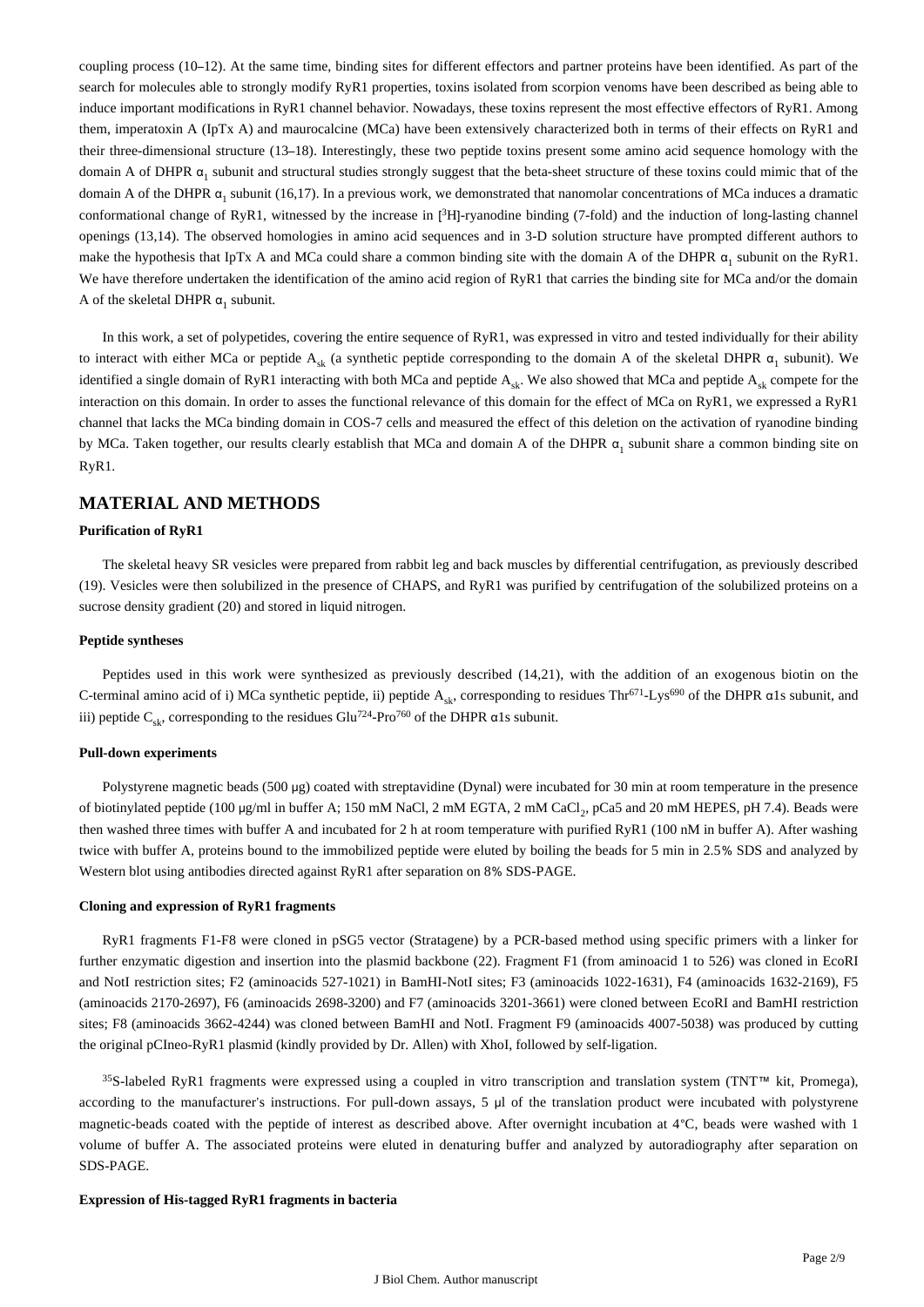coupling process (10–12). At the same time, binding sites for different effectors and partner proteins have been identified. As part of the search for molecules able to strongly modify RyR1 properties, toxins isolated from scorpion venoms have been described as being able to induce important modifications in RyR1 channel behavior. Nowadays, these toxins represent the most effective effectors of RyR1. Among them, imperatoxin A (IpTx A) and maurocalcine (MCa) have been extensively characterized both in terms of their effects on RyR1 and their three-dimensional structure (13–18). Interestingly, these two peptide toxins present some amino acid sequence homology with the domain A of DHPR $\alpha_1$ subunit and structural studies strongly suggest that the beta-sheet structure of these toxins could mimic that of the domain A of the DHPR $\alpha_1$ subunit (16,17). In a previous work, we demonstrated that nanomolar concentrations of MCa induces a dramatic conformational change of RyR1, witnessed by the increase in [$^3$H]-ryanodine binding (7-fold) and the induction of long-lasting channel openings (13,14). The observed homologies in amino acid sequences and in 3-D solution structure have prompted different authors to make the hypothesis that IpTx A and MCa could share a common binding site with the domain A of the DHPR $\alpha_1$ subunit on the RyR1. We have therefore undertaken the identification of the amino acid region of RyR1 that carries the binding site for MCa and/or the domain A of the skeletal DHPR $\alpha_1$ subunit.

In this work, a set of polypetides, covering the entire sequence of RyR1, was expressed in vitro and tested individually for their ability to interact with either MCa or peptide $A_{sk}$ (a synthetic peptide corresponding to the domain A of the skeletal DHPR $\alpha_1$ subunit). We identified a single domain of RyR1 interacting with both MCa and peptide $A_{sk}$. We also showed that MCa and peptide $A_{sk}$ compete for the interaction on this domain. In order to asses the functional relevance of this domain for the effect of MCa on RyR1, we expressed a RyR1 channel that lacks the MCa binding domain in COS-7 cells and measured the effect of this deletion on the activation of ryanodine binding by MCa. Taken together, our results clearly establish that MCa and domain A of the DHPR $\alpha_1$ subunit share a common binding site on RyR1.

## MATERIAL AND METHODS

### Purification of RyR1

The skeletal heavy SR vesicles were prepared from rabbit leg and back muscles by differential centrifugation, as previously described (19). Vesicles were then solubilized in the presence of CHAPS, and RyR1 was purified by centrifugation of the solubilized proteins on a sucrose density gradient (20) and stored in liquid nitrogen.

### Peptide syntheses

Peptides used in this work were synthesized as previously described (14,21), with the addition of an exogenous biotin on the C-terminal amino acid of i) MCa synthetic peptide, ii) peptide $A_{sk}$, corresponding to residues $Thr^{671}$-$Lys^{690}$ of the DHPR α1s subunit, and iii) peptide $C_{sk}$, corresponding to the residues $Glu^{724}$-$Pro^{760}$ of the DHPR α1s subunit.

### Pull-down experiments

Polystyrene magnetic beads (500 μg) coated with streptavidine (Dynal) were incubated for 30 min at room temperature in the presence of biotinylated peptide (100 μg/ml in buffer A; 150 mM NaCl, 2 mM EGTA, 2 mM $CaCl_2$, pCa5 and 20 mM HEPES, pH 7.4). Beads were then washed three times with buffer A and incubated for 2 h at room temperature with purified RyR1 (100 nM in buffer A). After washing twice with buffer A, proteins bound to the immobilized peptide were eluted by boiling the beads for 5 min in 2.5% SDS and analyzed by Western blot using antibodies directed against RyR1 after separation on 8% SDS-PAGE.

### Cloning and expression of RyR1 fragments

RyR1 fragments F1-F8 were cloned in pSG5 vector (Stratagene) by a PCR-based method using specific primers with a linker for further enzymatic digestion and insertion into the plasmid backbone (22). Fragment F1 (from aminoacid 1 to 526) was cloned in EcoRI and NotI restriction sites; F2 (aminoacids 527-1021) in BamHI-NotI sites; F3 (aminoacids 1022-1631), F4 (aminoacids 1632-2169), F5 (aminoacids 2170-2697), F6 (aminoacids 2698-3200) and F7 (aminoacids 3201-3661) were cloned between EcoRI and BamHI restriction sites; F8 (aminoacids 3662-4244) was cloned between BamHI and NotI. Fragment F9 (aminoacids 4007-5038) was produced by cutting the original pCIneo-RyR1 plasmid (kindly provided by Dr. Allen) with XhoI, followed by self-ligation.

$^{35}$S-labeled RyR1 fragments were expressed using a coupled in vitro transcription and translation system (TNT™ kit, Promega), according to the manufacturer's instructions. For pull-down assays, 5 μl of the translation product were incubated with polystyrene magnetic-beads coated with the peptide of interest as described above. After overnight incubation at 4°C, beads were washed with 1 volume of buffer A. The associated proteins were eluted in denaturing buffer and analyzed by autoradiography after separation on SDS-PAGE.

### Expression of His-tagged RyR1 fragments in bacteria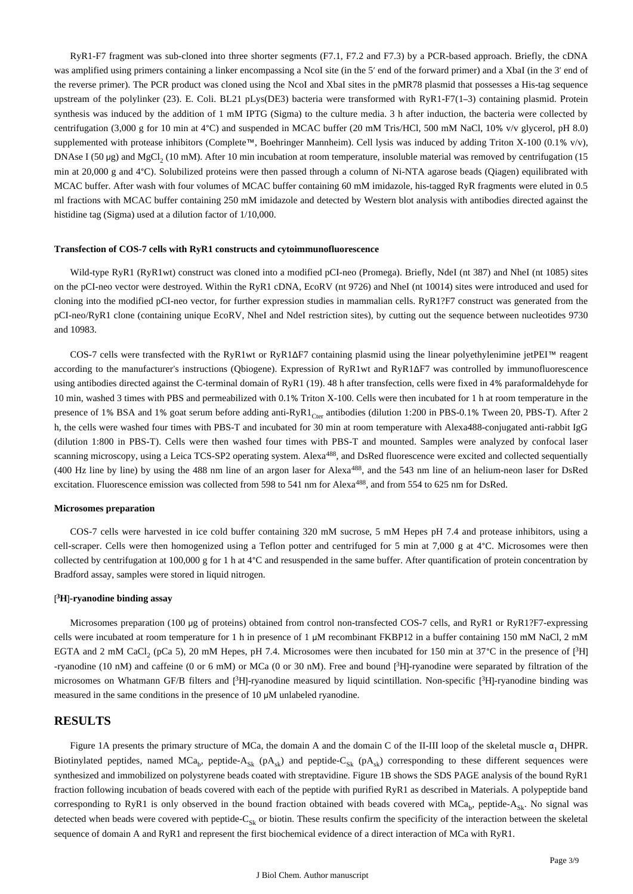RyR1-F7 fragment was sub-cloned into three shorter segments (F7.1, F7.2 and F7.3) by a PCR-based approach. Briefly, the cDNA was amplified using primers containing a linker encompassing a NcoI site (in the 5′ end of the forward primer) and a XbaI (in the 3′ end of the reverse primer). The PCR product was cloned using the NcoI and XbaI sites in the pMR78 plasmid that possesses a His-tag sequence upstream of the polylinker (23). E. Coli. BL21 pLys(DE3) bacteria were transformed with RyR1-F7(1–3) containing plasmid. Protein synthesis was induced by the addition of 1 mM IPTG (Sigma) to the culture media. 3 h after induction, the bacteria were collected by centrifugation (3,000 g for 10 min at 4°C) and suspended in MCAC buffer (20 mM Tris/HCl, 500 mM NaCl, 10% v/v glycerol, pH 8.0) supplemented with protease inhibitors (Complete™, Boehringer Mannheim). Cell lysis was induced by adding Triton X-100 (0.1% v/v), DNAse I (50 μg) and $MgCl_2$ (10 mM). After 10 min incubation at room temperature, insoluble material was removed by centrifugation (15 min at 20,000 g and 4°C). Solubilized proteins were then passed through a column of Ni-NTA agarose beads (Qiagen) equilibrated with MCAC buffer. After wash with four volumes of MCAC buffer containing 60 mM imidazole, his-tagged RyR fragments were eluted in 0.5 ml fractions with MCAC buffer containing 250 mM imidazole and detected by Western blot analysis with antibodies directed against the histidine tag (Sigma) used at a dilution factor of 1/10,000.

#### Transfection of COS-7 cells with RyR1 constructs and cytoimmunofluorescence

Wild-type RyR1 (RyR1wt) construct was cloned into a modified pCI-neo (Promega). Briefly, NdeI (nt 387) and NheI (nt 1085) sites on the pCI-neo vector were destroyed. Within the RyR1 cDNA, EcoRV (nt 9726) and NheI (nt 10014) sites were introduced and used for cloning into the modified pCI-neo vector, for further expression studies in mammalian cells. RyR1?F7 construct was generated from the pCI-neo/RyR1 clone (containing unique EcoRV, NheI and NdeI restriction sites), by cutting out the sequence between nucleotides 9730 and 10983.

COS-7 cells were transfected with the RyR1wt or RyR1ΔF7 containing plasmid using the linear polyethylenimine jetPEI™ reagent according to the manufacturer's instructions (Qbiogene). Expression of RyR1wt and RyR1ΔF7 was controlled by immunofluorescence using antibodies directed against the C-terminal domain of RyR1 (19). 48 h after transfection, cells were fixed in 4% paraformaldehyde for 10 min, washed 3 times with PBS and permeabilized with 0.1% Triton X-100. Cells were then incubated for 1 h at room temperature in the presence of 1% BSA and 1% goat serum before adding anti-$RyR1_{Cter}$ antibodies (dilution 1:200 in PBS-0.1% Tween 20, PBS-T). After 2 h, the cells were washed four times with PBS-T and incubated for 30 min at room temperature with Alexa488-conjugated anti-rabbit IgG (dilution 1:800 in PBS-T). Cells were then washed four times with PBS-T and mounted. Samples were analyzed by confocal laser scanning microscopy, using a Leica TCS-SP2 operating system. $Alexa^{488}$, and DsRed fluorescence were excited and collected sequentially (400 Hz line by line) by using the 488 nm line of an argon laser for $Alexa^{488}$, and the 543 nm line of an helium-neon laser for DsRed excitation. Fluorescence emission was collected from 598 to 541 nm for $Alexa^{488}$, and from 554 to 625 nm for DsRed.

#### Microsomes preparation

COS-7 cells were harvested in ice cold buffer containing 320 mM sucrose, 5 mM Hepes pH 7.4 and protease inhibitors, using a cell-scraper. Cells were then homogenized using a Teflon potter and centrifuged for 5 min at 7,000 g at 4°C. Microsomes were then collected by centrifugation at 100,000 g for 1 h at 4°C and resuspended in the same buffer. After quantification of protein concentration by Bradford assay, samples were stored in liquid nitrogen.

#### [$^3$H]-ryanodine binding assay

Microsomes preparation (100 μg of proteins) obtained from control non-transfected COS-7 cells, and RyR1 or RyR1?F7-expressing cells were incubated at room temperature for 1 h in presence of 1 μM recombinant FKBP12 in a buffer containing 150 mM NaCl, 2 mM EGTA and 2 mM $CaCl_2$ (pCa 5), 20 mM Hepes, pH 7.4. Microsomes were then incubated for 150 min at 37°C in the presence of [$^3$H]-ryanodine (10 nM) and caffeine (0 or 6 mM) or MCa (0 or 30 nM). Free and bound [$^3$H]-ryanodine were separated by filtration of the microsomes on Whatmann GF/B filters and [$^3$H]-ryanodine measured by liquid scintillation. Non-specific [$^3$H]-ryanodine binding was measured in the same conditions in the presence of 10 μM unlabeled ryanodine.

## RESULTS

Figure 1A presents the primary structure of MCa, the domain A and the domain C of the II-III loop of the skeletal muscle $\alpha_1$ DHPR. Biotinylated peptides, named $MCa_b$, peptide-$A_{Sk}$ ($pA_{sk}$) and peptide-$C_{Sk}$ ($pA_{sk}$) corresponding to these different sequences were synthesized and immobilized on polystyrene beads coated with streptavidine. Figure 1B shows the SDS PAGE analysis of the bound RyR1 fraction following incubation of beads covered with each of the peptide with purified RyR1 as described in Materials. A polypeptide band corresponding to RyR1 is only observed in the bound fraction obtained with beads covered with $MCa_b$, peptide-$A_{Sk}$. No signal was detected when beads were covered with peptide-$C_{Sk}$ or biotin. These results confirm the specificity of the interaction between the skeletal sequence of domain A and RyR1 and represent the first biochemical evidence of a direct interaction of MCa with RyR1.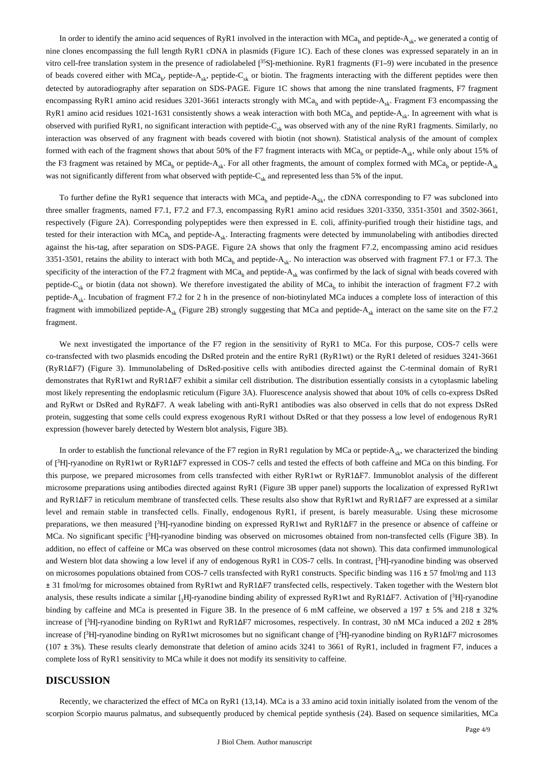In order to identify the amino acid sequences of RyR1 involved in the interaction with $MCa_b$ and peptide-$A_{sk}$, we generated a contig of nine clones encompassing the full length RyR1 cDNA in plasmids (Figure 1C). Each of these clones was expressed separately in an in vitro cell-free translation system in the presence of radiolabeled [$^{35}$S]-methionine. RyR1 fragments (F1–9) were incubated in the presence of beads covered either with $MCa_b$, peptide-$A_{sk}$, peptide-$C_{sk}$ or biotin. The fragments interacting with the different peptides were then detected by autoradiography after separation on SDS-PAGE. Figure 1C shows that among the nine translated fragments, F7 fragment encompassing RyR1 amino acid residues 3201-3661 interacts strongly with $MCa_b$ and with peptide-$A_{sk}$. Fragment F3 encompassing the RyR1 amino acid residues 1021-1631 consistently shows a weak interaction with both $MCa_b$ and peptide-$A_{sk}$. In agreement with what is observed with purified RyR1, no significant interaction with peptide-$C_{sk}$ was observed with any of the nine RyR1 fragments. Similarly, no interaction was observed of any fragment with beads covered with biotin (not shown). Statistical analysis of the amount of complex formed with each of the fragment shows that about 50% of the F7 fragment interacts with $MCa_b$ or peptide-$A_{sk}$, while only about 15% of the F3 fragment was retained by $MCa_b$ or peptide-$A_{sk}$. For all other fragments, the amount of complex formed with $MCa_b$ or peptide-$A_{sk}$ was not significantly different from what observed with peptide-$C_{sk}$ and represented less than 5% of the input.

To further define the RyR1 sequence that interacts with $MCa_b$ and peptide-$A_{Sk}$, the cDNA corresponding to F7 was subcloned into three smaller fragments, named F7.1, F7.2 and F7.3, encompassing RyR1 amino acid residues 3201-3350, 3351-3501 and 3502-3661, respectively (Figure 2A). Corresponding polypeptides were then expressed in E. coli, affinity-purified trough their histidine tags, and tested for their interaction with $MCa_b$ and peptide-$A_{sk}$. Interacting fragments were detected by immunolabeling with antibodies directed against the his-tag, after separation on SDS-PAGE. Figure 2A shows that only the fragment F7.2, encompassing amino acid residues 3351-3501, retains the ability to interact with both $MCa_b$ and peptide-$A_{sk}$. No interaction was observed with fragment F7.1 or F7.3. The specificity of the interaction of the F7.2 fragment with $MCa_b$ and peptide-$A_{sk}$ was confirmed by the lack of signal with beads covered with peptide-$C_{sk}$ or biotin (data not shown). We therefore investigated the ability of $MCa_b$ to inhibit the interaction of fragment F7.2 with peptide-$A_{sk}$. Incubation of fragment F7.2 for 2 h in the presence of non-biotinylated MCa induces a complete loss of interaction of this fragment with immobilized peptide-$A_{sk}$ (Figure 2B) strongly suggesting that MCa and peptide-$A_{sk}$ interact on the same site on the F7.2 fragment.

We next investigated the importance of the F7 region in the sensitivity of RyR1 to MCa. For this purpose, COS-7 cells were co-transfected with two plasmids encoding the DsRed protein and the entire RyR1 (RyR1wt) or the RyR1 deleted of residues 3241-3661 (RyR1ΔF7) (Figure 3). Immunolabeling of DsRed-positive cells with antibodies directed against the C-terminal domain of RyR1 demonstrates that RyR1wt and RyR1ΔF7 exhibit a similar cell distribution. The distribution essentially consists in a cytoplasmic labeling most likely representing the endoplasmic reticulum (Figure 3A). Fluorescence analysis showed that about 10% of cells co-express DsRed and RyRwt or DsRed and RyRΔF7. A weak labeling with anti-RyR1 antibodies was also observed in cells that do not express DsRed protein, suggesting that some cells could express exogenous RyR1 without DsRed or that they possess a low level of endogenous RyR1 expression (however barely detected by Western blot analysis, Figure 3B).

In order to establish the functional relevance of the F7 region in RyR1 regulation by MCa or peptide-$A_{sk}$, we characterized the binding of [$^{3}$H]-ryanodine on RyR1wt or RyR1ΔF7 expressed in COS-7 cells and tested the effects of both caffeine and MCa on this binding. For this purpose, we prepared microsomes from cells transfected with either RyR1wt or RyR1ΔF7. Immunoblot analysis of the different microsome preparations using antibodies directed against RyR1 (Figure 3B upper panel) supports the localization of expressed RyR1wt and RyR1ΔF7 in reticulum membrane of transfected cells. These results also show that RyR1wt and RyR1ΔF7 are expressed at a similar level and remain stable in transfected cells. Finally, endogenous RyR1, if present, is barely measurable. Using these microsome preparations, we then measured [$^{3}$H]-ryanodine binding on expressed RyR1wt and RyR1ΔF7 in the presence or absence of caffeine or MCa. No significant specific [$^{3}$H]-ryanodine binding was observed on microsomes obtained from non-transfected cells (Figure 3B). In addition, no effect of caffeine or MCa was observed on these control microsomes (data not shown). This data confirmed immunological and Western blot data showing a low level if any of endogenous RyR1 in COS-7 cells. In contrast, [$^{3}$H]-ryanodine binding was observed on microsomes populations obtained from COS-7 cells transfected with RyR1 constructs. Specific binding was 116 ± 57 fmol/mg and 113 ± 31 fmol/mg for microsomes obtained from RyR1wt and RyR1ΔF7 transfected cells, respectively. Taken together with the Western blot analysis, these results indicate a similar [$_{3}$H]-ryanodine binding ability of expressed RyR1wt and RyR1ΔF7. Activation of [$^{3}$H]-ryanodine binding by caffeine and MCa is presented in Figure 3B. In the presence of 6 mM caffeine, we observed a 197 ± 5% and 218 ± 32% increase of [$^{3}$H]-ryanodine binding on RyR1wt and RyR1ΔF7 microsomes, respectively. In contrast, 30 nM MCa induced a 202 ± 28% increase of [$^{3}$H]-ryanodine binding on RyR1wt microsomes but no significant change of [$^{3}$H]-ryanodine binding on RyR1ΔF7 microsomes (107 ± 3%). These results clearly demonstrate that deletion of amino acids 3241 to 3661 of RyR1, included in fragment F7, induces a complete loss of RyR1 sensitivity to MCa while it does not modify its sensitivity to caffeine.

## DISCUSSION

Recently, we characterized the effect of MCa on RyR1 (13,14). MCa is a 33 amino acid toxin initially isolated from the venom of the scorpion Scorpio maurus palmatus, and subsequently produced by chemical peptide synthesis (24). Based on sequence similarities, MCa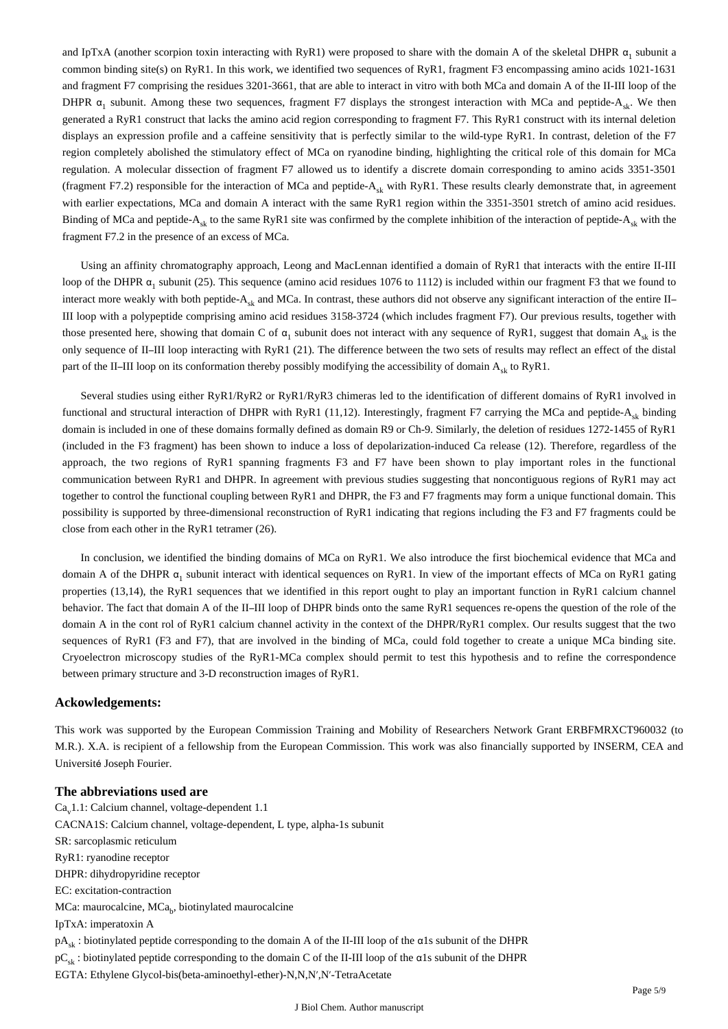and IpTxA (another scorpion toxin interacting with RyR1) were proposed to share with the domain A of the skeletal DHPR $\alpha_1$ subunit a common binding site(s) on RyR1. In this work, we identified two sequences of RyR1, fragment F3 encompassing amino acids 1021-1631 and fragment F7 comprising the residues 3201-3661, that are able to interact in vitro with both MCa and domain A of the II-III loop of the DHPR $\alpha_1$ subunit. Among these two sequences, fragment F7 displays the strongest interaction with MCa and peptide-$A_{sk}$. We then generated a RyR1 construct that lacks the amino acid region corresponding to fragment F7. This RyR1 construct with its internal deletion displays an expression profile and a caffeine sensitivity that is perfectly similar to the wild-type RyR1. In contrast, deletion of the F7 region completely abolished the stimulatory effect of MCa on ryanodine binding, highlighting the critical role of this domain for MCa regulation. A molecular dissection of fragment F7 allowed us to identify a discrete domain corresponding to amino acids 3351-3501 (fragment F7.2) responsible for the interaction of MCa and peptide-$A_{sk}$ with RyR1. These results clearly demonstrate that, in agreement with earlier expectations, MCa and domain A interact with the same RyR1 region within the 3351-3501 stretch of amino acid residues. Binding of MCa and peptide-$A_{sk}$ to the same RyR1 site was confirmed by the complete inhibition of the interaction of peptide-$A_{sk}$ with the fragment F7.2 in the presence of an excess of MCa.

Using an affinity chromatography approach, Leong and MacLennan identified a domain of RyR1 that interacts with the entire II-III loop of the DHPR $\alpha_1$ subunit (25). This sequence (amino acid residues 1076 to 1112) is included within our fragment F3 that we found to interact more weakly with both peptide-$A_{sk}$ and MCa. In contrast, these authors did not observe any significant interaction of the entire II–III loop with a polypeptide comprising amino acid residues 3158-3724 (which includes fragment F7). Our previous results, together with those presented here, showing that domain C of $\alpha_1$ subunit does not interact with any sequence of RyR1, suggest that domain $A_{sk}$ is the only sequence of II–III loop interacting with RyR1 (21). The difference between the two sets of results may reflect an effect of the distal part of the II–III loop on its conformation thereby possibly modifying the accessibility of domain $A_{sk}$ to RyR1.

Several studies using either RyR1/RyR2 or RyR1/RyR3 chimeras led to the identification of different domains of RyR1 involved in functional and structural interaction of DHPR with RyR1 (11,12). Interestingly, fragment F7 carrying the MCa and peptide-$A_{sk}$ binding domain is included in one of these domains formally defined as domain R9 or Ch-9. Similarly, the deletion of residues 1272-1455 of RyR1 (included in the F3 fragment) has been shown to induce a loss of depolarization-induced Ca release (12). Therefore, regardless of the approach, the two regions of RyR1 spanning fragments F3 and F7 have been shown to play important roles in the functional communication between RyR1 and DHPR. In agreement with previous studies suggesting that noncontiguous regions of RyR1 may act together to control the functional coupling between RyR1 and DHPR, the F3 and F7 fragments may form a unique functional domain. This possibility is supported by three-dimensional reconstruction of RyR1 indicating that regions including the F3 and F7 fragments could be close from each other in the RyR1 tetramer (26).

In conclusion, we identified the binding domains of MCa on RyR1. We also introduce the first biochemical evidence that MCa and domain A of the DHPR $\alpha_1$ subunit interact with identical sequences on RyR1. In view of the important effects of MCa on RyR1 gating properties (13,14), the RyR1 sequences that we identified in this report ought to play an important function in RyR1 calcium channel behavior. The fact that domain A of the II–III loop of DHPR binds onto the same RyR1 sequences re-opens the question of the role of the domain A in the cont rol of RyR1 calcium channel activity in the context of the DHPR/RyR1 complex. Our results suggest that the two sequences of RyR1 (F3 and F7), that are involved in the binding of MCa, could fold together to create a unique MCa binding site. Cryoelectron microscopy studies of the RyR1-MCa complex should permit to test this hypothesis and to refine the correspondence between primary structure and 3-D reconstruction images of RyR1.

### Ackowledgements:

This work was supported by the European Commission Training and Mobility of Researchers Network Grant ERBFMRXCT960032 (to M.R.). X.A. is recipient of a fellowship from the European Commission. This work was also financially supported by INSERM, CEA and Université Joseph Fourier.

### The abbreviations used are

$Ca_v$1.1: Calcium channel, voltage-dependent 1.1
CACNA1S: Calcium channel, voltage-dependent, L type, alpha-1s subunit
SR: sarcoplasmic reticulum
RyR1: ryanodine receptor
DHPR: dihydropyridine receptor
EC: excitation-contraction
MCa: maurocalcine, $MCa_b$, biotinylated maurocalcine
IpTxA: imperatoxin A
$pA_{sk}$ : biotinylated peptide corresponding to the domain A of the II-III loop of the α1s subunit of the DHPR
$pC_{sk}$ : biotinylated peptide corresponding to the domain C of the II-III loop of the α1s subunit of the DHPR
EGTA: Ethylene Glycol-bis(beta-aminoethyl-ether)-N,N,N′,N′-TetraAcetate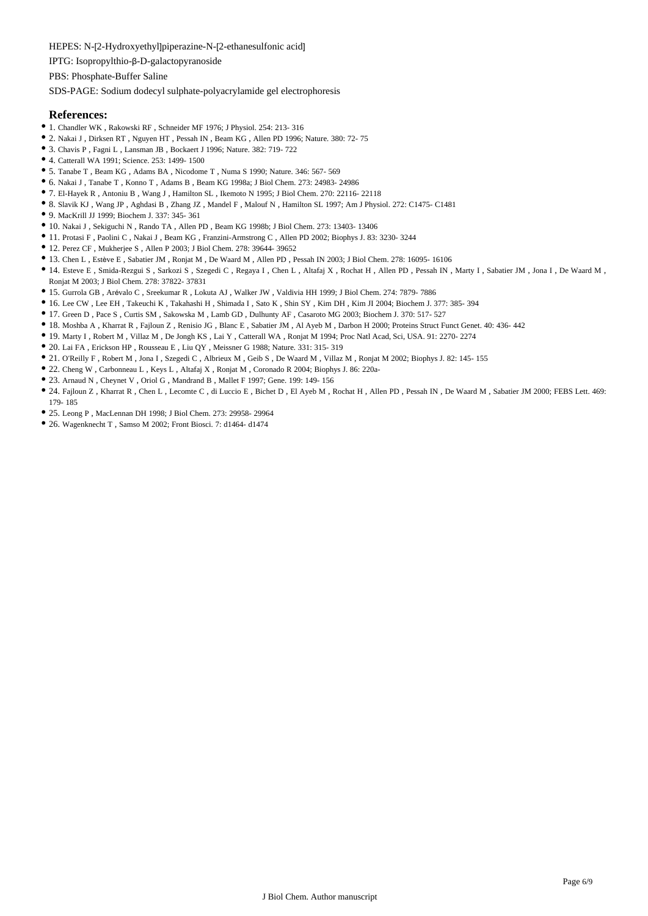HEPES: N-[2-Hydroxyethyl]piperazine-N-[2-ethanesulfonic acid]

IPTG: Isopropylthio-β-D-galactopyranoside

PBS: Phosphate-Buffer Saline

SDS-PAGE: Sodium dodecyl sulphate-polyacrylamide gel electrophoresis

## References:

- 1. Chandler WK , Rakowski RF , Schneider MF 1976; J Physiol. 254: 213- 316
- 2. Nakai J , Dirksen RT , Nguyen HT , Pessah IN , Beam KG , Allen PD 1996; Nature. 380: 72- 75
- 3. Chavis P , Fagni L , Lansman JB , Bockaert J 1996; Nature. 382: 719- 722
- 4. Catterall WA 1991; Science. 253: 1499- 1500
- 5. Tanabe T , Beam KG , Adams BA , Nicodome T , Numa S 1990; Nature. 346: 567- 569
- 6. Nakai J , Tanabe T , Konno T , Adams B , Beam KG 1998a; J Biol Chem. 273: 24983- 24986
- 7. El-Hayek R , Antoniu B , Wang J , Hamilton SL , Ikemoto N 1995; J Biol Chem. 270: 22116- 22118
- 8. Slavik KJ , Wang JP , Aghdasi B , Zhang JZ , Mandel F , Malouf N , Hamilton SL 1997; Am J Physiol. 272: C1475- C1481
- 9. MacKrill JJ 1999; Biochem J. 337: 345- 361
- 10. Nakai J , Sekiguchi N , Rando TA , Allen PD , Beam KG 1998b; J Biol Chem. 273: 13403- 13406
- 11. Protasi F , Paolini C , Nakai J , Beam KG , Franzini-Armstrong C , Allen PD 2002; Biophys J. 83: 3230- 3244
- 12. Perez CF , Mukherjee S , Allen P 2003; J Biol Chem. 278: 39644- 39652
- 13. Chen L , Estève E , Sabatier JM , Ronjat M , De Waard M , Allen PD , Pessah IN 2003; J Biol Chem. 278: 16095- 16106
- 14. Esteve E , Smida-Rezgui S , Sarkozi S , Szegedi C , Regaya I , Chen L , Altafaj X , Rochat H , Allen PD , Pessah IN , Marty I , Sabatier JM , Jona I , De Waard M , Ronjat M 2003; J Biol Chem. 278: 37822- 37831
- 15. Gurrola GB , Arévalo C , Sreekumar R , Lokuta AJ , Walker JW , Valdivia HH 1999; J Biol Chem. 274: 7879- 7886
- 16. Lee CW , Lee EH , Takeuchi K , Takahashi H , Shimada I , Sato K , Shin SY , Kim DH , Kim JI 2004; Biochem J. 377: 385- 394
- 17. Green D , Pace S , Curtis SM , Sakowska M , Lamb GD , Dulhunty AF , Casaroto MG 2003; Biochem J. 370: 517- 527
- 18. Moshba A , Kharrat R , Fajloun Z , Renisio JG , Blanc E , Sabatier JM , Al Ayeb M , Darbon H 2000; Proteins Struct Funct Genet. 40: 436- 442
- 19. Marty I , Robert M , Villaz M , De Jongh KS , Lai Y , Catterall WA , Ronjat M 1994; Proc Natl Acad, Sci, USA. 91: 2270- 2274
- 20. Lai FA , Erickson HP , Rousseau E , Liu QY , Meissner G 1988; Nature. 331: 315- 319
- 21. O'Reilly F , Robert M , Jona I , Szegedi C , Albrieux M , Geib S , De Waard M , Villaz M , Ronjat M 2002; Biophys J. 82: 145- 155
- 22. Cheng W , Carbonneau L , Keys L , Altafaj X , Ronjat M , Coronado R 2004; Biophys J. 86: 220a-
- 23. Arnaud N , Cheynet V , Oriol G , Mandrand B , Mallet F 1997; Gene. 199: 149- 156
- 24. Fajloun Z , Kharrat R , Chen L , Lecomte C , di Luccio E , Bichet D , El Ayeb M , Rochat H , Allen PD , Pessah IN , De Waard M , Sabatier JM 2000; FEBS Lett. 469: 179- 185
- 25. Leong P , MacLennan DH 1998; J Biol Chem. 273: 29958- 29964
- 26. Wagenknecht T , Samso M 2002; Front Biosci. 7: d1464- d1474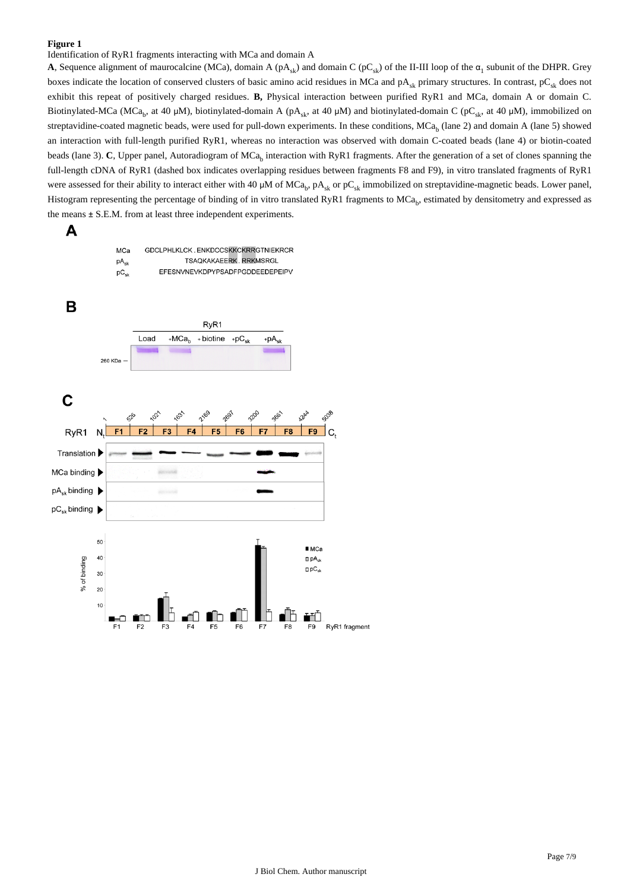**Figure 1**

Identification of RyR1 fragments interacting with MCa and domain A

**A**, Sequence alignment of maurocalcine (MCa), domain A ($pA_{sk}$) and domain C ($pC_{sk}$) of the II-III loop of the $\alpha_1$ subunit of the DHPR. Grey boxes indicate the location of conserved clusters of basic amino acid residues in MCa and $pA_{sk}$ primary structures. In contrast, $pC_{sk}$ does not exhibit this repeat of positively charged residues. **B,** Physical interaction between purified RyR1 and MCa, domain A or domain C. Biotinylated-MCa ($MCa_b$, at 40 µM), biotinylated-domain A ($pA_{sk}$, at 40 µM) and biotinylated-domain C ($pC_{sk}$, at 40 µM), immobilized on streptavidine-coated magnetic beads, were used for pull-down experiments. In these conditions, $MCa_b$ (lane 2) and domain A (lane 5) showed an interaction with full-length purified RyR1, whereas no interaction was observed with domain C-coated beads (lane 4) or biotin-coated beads (lane 3). **C**, Upper panel, Autoradiogram of $MCa_b$ interaction with RyR1 fragments. After the generation of a set of clones spanning the full-length cDNA of RyR1 (dashed box indicates overlapping residues between fragments F8 and F9), in vitro translated fragments of RyR1 were assessed for their ability to interact either with 40 µM of $MCa_b$, $pA_{sk}$ or $pC_{sk}$ immobilized on streptavidine-magnetic beads. Lower panel, Histogram representing the percentage of binding of in vitro translated RyR1 fragments to $MCa_b$, estimated by densitometry and expressed as the means ± S.E.M. from at least three independent experiments.

**A**

```
MCa     GDCLPHLKLCK.ENKDCCSKKCKRRGTNIEKRCR
pAsk                 TSAQKAKAEERK.RRKMSRGL
pCsk          EFESNVNEVKDPYPSADFPGDDEEDEPEIPV
```

**B**

**C**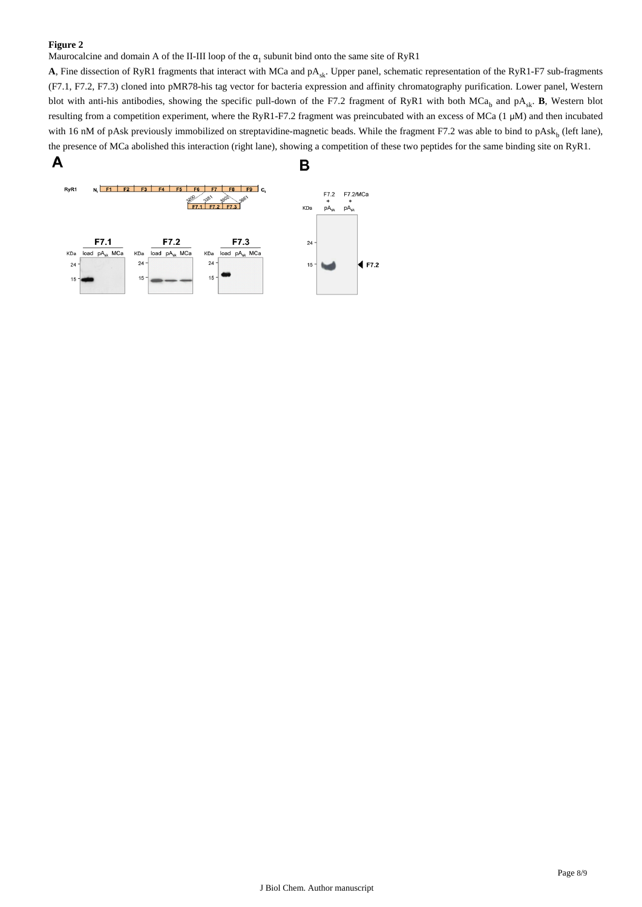**Figure 2**

Maurocalcine and domain A of the II-III loop of the $\alpha_1$ subunit bind onto the same site of RyR1

**A**, Fine dissection of RyR1 fragments that interact with MCa and $pA_{sk}$. Upper panel, schematic representation of the RyR1-F7 sub-fragments (F7.1, F7.2, F7.3) cloned into pMR78-his tag vector for bacteria expression and affinity chromatography purification. Lower panel, Western blot with anti-his antibodies, showing the specific pull-down of the F7.2 fragment of RyR1 with both $MCa_b$ and $pA_{sk}$. **B**, Western blot resulting from a competition experiment, where the RyR1-F7.2 fragment was preincubated with an excess of MCa (1 μM) and then incubated with 16 nM of pAsk previously immobilized on streptavidine-magnetic beads. While the fragment F7.2 was able to bind to $pAsk_b$ (left lane), the presence of MCa abolished this interaction (right lane), showing a competition of these two peptides for the same binding site on RyR1.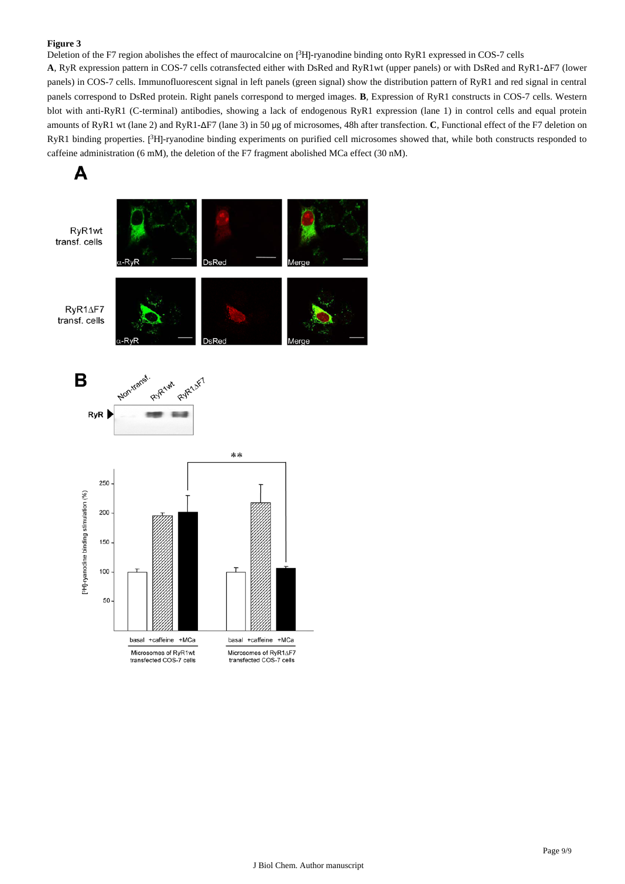**Figure 3**

Deletion of the F7 region abolishes the effect of maurocalcine on [$^{3}$H]-ryanodine binding onto RyR1 expressed in COS-7 cells

**A**, RyR expression pattern in COS-7 cells cotransfected either with DsRed and RyR1wt (upper panels) or with DsRed and RyR1-ΔF7 (lower panels) in COS-7 cells. Immunofluorescent signal in left panels (green signal) show the distribution pattern of RyR1 and red signal in central panels correspond to DsRed protein. Right panels correspond to merged images. **B**, Expression of RyR1 constructs in COS-7 cells. Western blot with anti-RyR1 (C-terminal) antibodies, showing a lack of endogenous RyR1 expression (lane 1) in control cells and equal protein amounts of RyR1 wt (lane 2) and RyR1-ΔF7 (lane 3) in 50 µg of microsomes, 48h after transfection. **C**, Functional effect of the F7 deletion on RyR1 binding properties. [$^{3}$H]-ryanodine binding experiments on purified cell microsomes showed that, while both constructs responded to caffeine administration (6 mM), the deletion of the F7 fragment abolished MCa effect (30 nM).

A

RyR1wt transf. cells

RyR1ΔF7 transf. cells

α-RyR

DsRed

Merge

B

Non-transf.

RyR1wt

RyR1ΔF7

RyR

**

[$^{3}$H]-ryanodine binding stimulation (%)

250

200

150

100

50

basal +caffeine +MCa

Microsomes of RyR1wt transfected COS-7 cells

basal +caffeine +MCa

Microsomes of RyR1ΔF7 transfected COS-7 cells